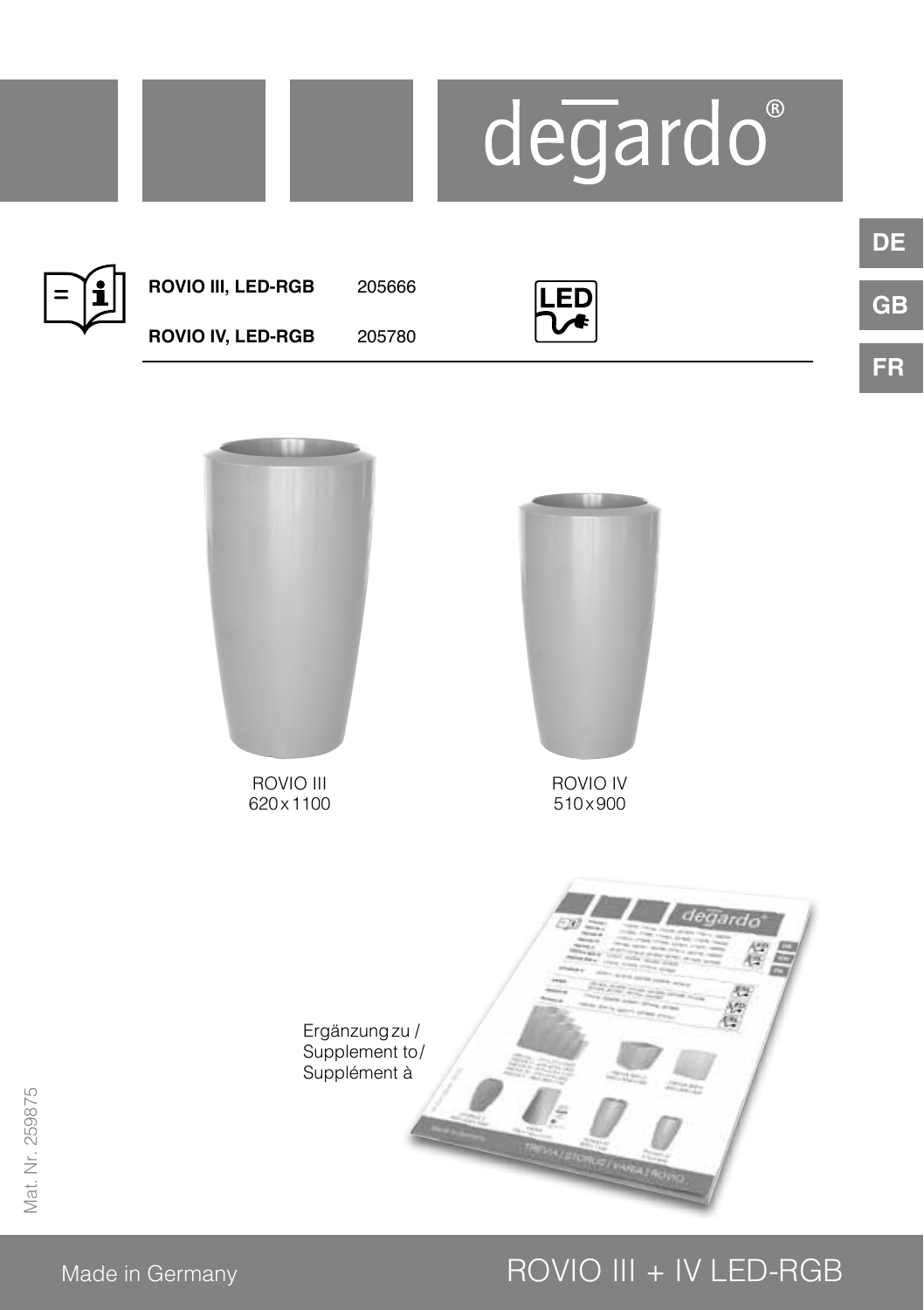# degardo®

DE

GB

FR

| | |
|---|---|
| **ROVIO III, LED-RGB** | 205666 |
| **ROVIO IV, LED-RGB** | 205780 |

ROVIO III
620 x 1100

ROVIO IV
510 x 900

Ergänzung zu /
Supplement to /
Supplément à

Mat. Nr. 259875

Made in Germany

ROVIO III + IV LED-RGB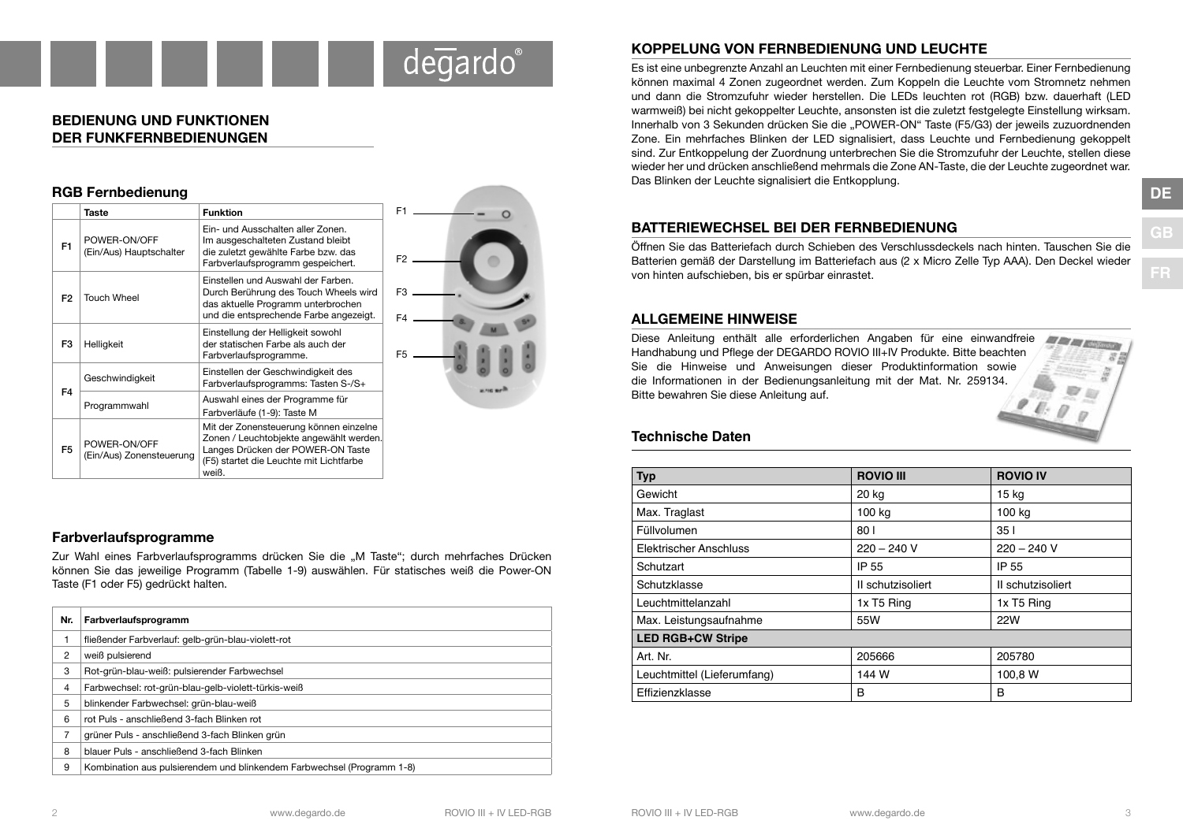## BEDIENUNG UND FUNKTIONEN DER FUNKFERNBEDIENUNGEN

### RGB Fernbedienung

| | Taste | Funktion |
|---|---|---|
| F1 | POWER-ON/OFF (Ein/Aus) Hauptschalter | Ein- und Ausschalten aller Zonen. Im ausgeschalteten Zustand bleibt die zuletzt gewählte Farbe bzw. das Farbverlaufsprogramm gespeichert. |
| F2 | Touch Wheel | Einstellen und Auswahl der Farben. Durch Berührung des Touch Wheels wird das aktuelle Programm unterbrochen und die entsprechende Farbe angezeigt. |
| F3 | Helligkeit | Einstellung der Helligkeit sowohl der statischen Farbe als auch der Farbverlaufsprogramme. |
| F4 | Geschwindigkeit | Einstellen der Geschwindigkeit des Farbverlaufsprogramms: Tasten S-/S+ |
| | Programmwahl | Auswahl eines der Programme für Farbverläufe (1-9): Taste M |
| F5 | POWER-ON/OFF (Ein/Aus) Zonensteuerung | Mit der Zonensteuerung können einzelne Zonen / Leuchtobjekte angewählt werden. Langes Drücken der POWER-ON Taste (F5) startet die Leuchte mit Lichtfarbe weiß. |

### Farbverlaufsprogramme

Zur Wahl eines Farbverlaufsprogramms drücken Sie die „M Taste"; durch mehrfaches Drücken können Sie das jeweilige Programm (Tabelle 1-9) auswählen. Für statisches weiß die Power-ON Taste (F1 oder F5) gedrückt halten.

| Nr. | Farbverlaufsprogramm |
|---|---|
| 1 | fließender Farbverlauf: gelb-grün-blau-violett-rot |
| 2 | weiß pulsierend |
| 3 | Rot-grün-blau-weiß: pulsierender Farbwechsel |
| 4 | Farbwechsel: rot-grün-blau-gelb-violett-türkis-weiß |
| 5 | blinkender Farbwechsel: grün-blau-weiß |
| 6 | rot Puls - anschließend 3-fach Blinken rot |
| 7 | grüner Puls - anschließend 3-fach Blinken grün |
| 8 | blauer Puls - anschließend 3-fach Blinken |
| 9 | Kombination aus pulsierendem und blinkendem Farbwechsel (Programm 1-8) |

## KOPPELUNG VON FERNBEDIENUNG UND LEUCHTE

Es ist eine unbegrenzte Anzahl an Leuchten mit einer Fernbedienung steuerbar. Einer Fernbedienung können maximal 4 Zonen zugeordnet werden. Zum Koppeln die Leuchte vom Stromnetz nehmen und dann die Stromzufuhr wieder herstellen. Die LEDs leuchten rot (RGB) bzw. dauerhaft (LED warmweiß) bei nicht gekoppelter Leuchte, ansonsten ist die zuletzt festgelegte Einstellung wirksam. Innerhalb von 3 Sekunden drücken Sie die „POWER-ON" Taste (F5/G3) der jeweils zuzuordnenden Zone. Ein mehrfaches Blinken der LED signalisiert, dass Leuchte und Fernbedienung gekoppelt sind. Zur Entkoppelung der Zuordnung unterbrechen Sie die Stromzufuhr der Leuchte, stellen diese wieder her und drücken anschließend mehrmals die Zone AN-Taste, die der Leuchte zugeordnet war. Das Blinken der Leuchte signalisiert die Entkopplung.

## BATTERIEWECHSEL BEI DER FERNBEDIENUNG

Öffnen Sie das Batteriefach durch Schieben des Verschlussdeckels nach hinten. Tauschen Sie die Batterien gemäß der Darstellung im Batteriefach aus (2 x Micro Zelle Typ AAA). Den Deckel wieder von hinten aufschieben, bis er spürbar einrastet.

## ALLGEMEINE HINWEISE

Diese Anleitung enthält alle erforderlichen Angaben für eine einwandfreie Handhabung und Pflege der DEGARDO ROVIO III+IV Produkte. Bitte beachten Sie die Hinweise und Anweisungen dieser Produktinformation sowie die Informationen in der Bedienungsanleitung mit der Mat. Nr. 259134. Bitte bewahren Sie diese Anleitung auf.

### Technische Daten

| Typ | ROVIO III | ROVIO IV |
|---|---|---|
| Gewicht | 20 kg | 15 kg |
| Max. Traglast | 100 kg | 100 kg |
| Füllvolumen | 80 l | 35 l |
| Elektrischer Anschluss | 220 – 240 V | 220 – 240 V |
| Schutzart | IP 55 | IP 55 |
| Schutzklasse | II schutzisoliert | II schutzisoliert |
| Leuchtmittelanzahl | 1x T5 Ring | 1x T5 Ring |
| Max. Leistungsaufnahme | 55W | 22W |
| **LED RGB+CW Stripe** | | |
| Art. Nr. | 205666 | 205780 |
| Leuchtmittel (Lieferumfang) | 144 W | 100,8 W |
| Effizienzklasse | B | B |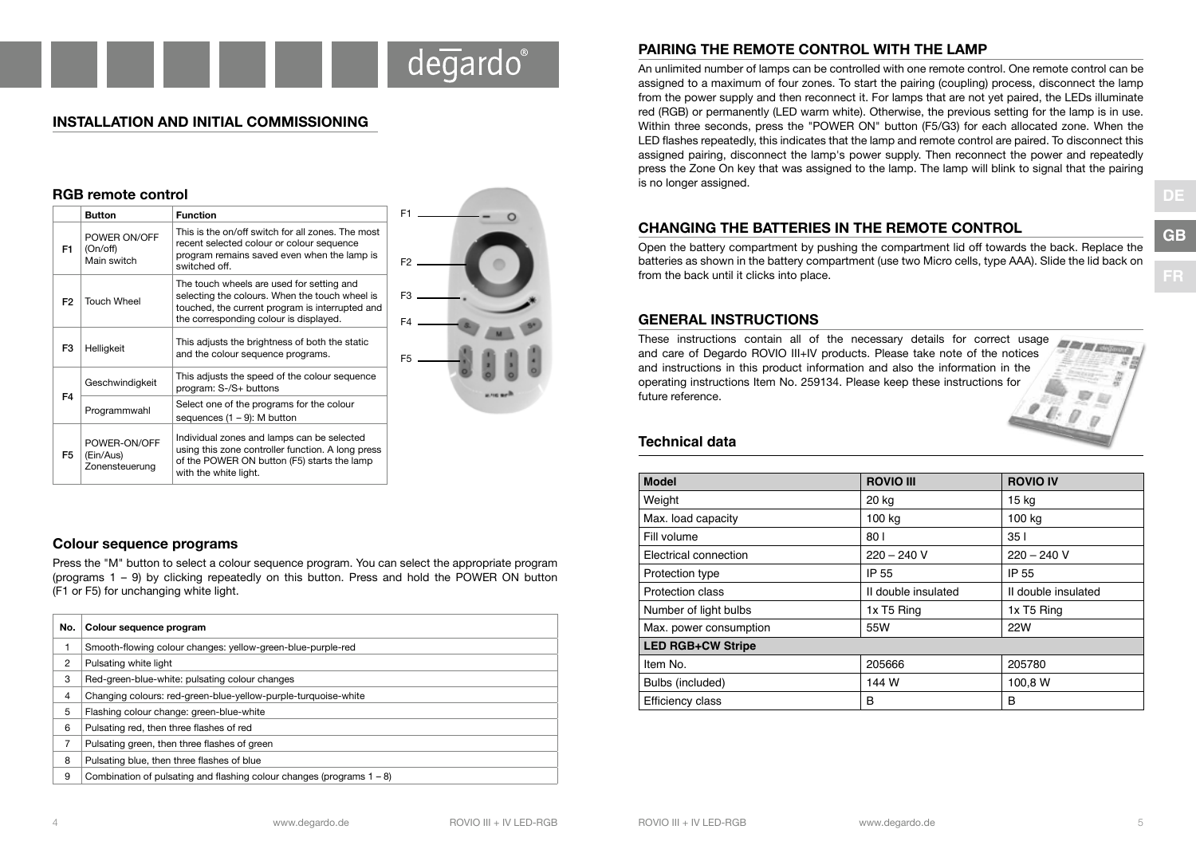## INSTALLATION AND INITIAL COMMISSIONING

### RGB remote control

| | Button | Function |
|---|---|---|
| F1 | POWER ON/OFF (On/off) Main switch | This is the on/off switch for all zones. The most recent selected colour or colour sequence program remains saved even when the lamp is switched off. |
| F2 | Touch Wheel | The touch wheels are used for setting and selecting the colours. When the touch wheel is touched, the current program is interrupted and the corresponding colour is displayed. |
| F3 | Helligkeit | This adjusts the brightness of both the static and the colour sequence programs. |
| F4 | Geschwindigkeit | This adjusts the speed of the colour sequence program: S-/S+ buttons |
| | Programmwahl | Select one of the programs for the colour sequences (1 – 9): M button |
| F5 | POWER-ON/OFF (Ein/Aus) Zonensteuerung | Individual zones and lamps can be selected using this zone controller function. A long press of the POWER ON button (F5) starts the lamp with the white light. |

F1
F2
F3
F4
F5

### Colour sequence programs

Press the "M" button to select a colour sequence program. You can select the appropriate program (programs 1 – 9) by clicking repeatedly on this button. Press and hold the POWER ON button (F1 or F5) for unchanging white light.

| No. | Colour sequence program |
|---|---|
| 1 | Smooth-flowing colour changes: yellow-green-blue-purple-red |
| 2 | Pulsating white light |
| 3 | Red-green-blue-white: pulsating colour changes |
| 4 | Changing colours: red-green-blue-yellow-purple-turquoise-white |
| 5 | Flashing colour change: green-blue-white |
| 6 | Pulsating red, then three flashes of red |
| 7 | Pulsating green, then three flashes of green |
| 8 | Pulsating blue, then three flashes of blue |
| 9 | Combination of pulsating and flashing colour changes (programs 1 – 8) |

## PAIRING THE REMOTE CONTROL WITH THE LAMP

An unlimited number of lamps can be controlled with one remote control. One remote control can be assigned to a maximum of four zones. To start the pairing (coupling) process, disconnect the lamp from the power supply and then reconnect it. For lamps that are not yet paired, the LEDs illuminate red (RGB) or permanently (LED warm white). Otherwise, the previous setting for the lamp is in use. Within three seconds, press the "POWER ON" button (F5/G3) for each allocated zone. When the LED flashes repeatedly, this indicates that the lamp and remote control are paired. To disconnect this assigned pairing, disconnect the lamp's power supply. Then reconnect the power and repeatedly press the Zone On key that was assigned to the lamp. The lamp will blink to signal that the pairing is no longer assigned.

## CHANGING THE BATTERIES IN THE REMOTE CONTROL

Open the battery compartment by pushing the compartment lid off towards the back. Replace the batteries as shown in the battery compartment (use two Micro cells, type AAA). Slide the lid back on from the back until it clicks into place.

## GENERAL INSTRUCTIONS

These instructions contain all of the necessary details for correct usage and care of Degardo ROVIO III+IV products. Please take note of the notices and instructions in this product information and also the information in the operating instructions Item No. 259134. Please keep these instructions for future reference.

### Technical data

| Model | ROVIO III | ROVIO IV |
|---|---|---|
| Weight | 20 kg | 15 kg |
| Max. load capacity | 100 kg | 100 kg |
| Fill volume | 80 l | 35 l |
| Electrical connection | 220 – 240 V | 220 – 240 V |
| Protection type | IP 55 | IP 55 |
| Protection class | II double insulated | II double insulated |
| Number of light bulbs | 1x T5 Ring | 1x T5 Ring |
| Max. power consumption | 55W | 22W |
| **LED RGB+CW Stripe** | | |
| Item No. | 205666 | 205780 |
| Bulbs (included) | 144 W | 100,8 W |
| Efficiency class | B | B |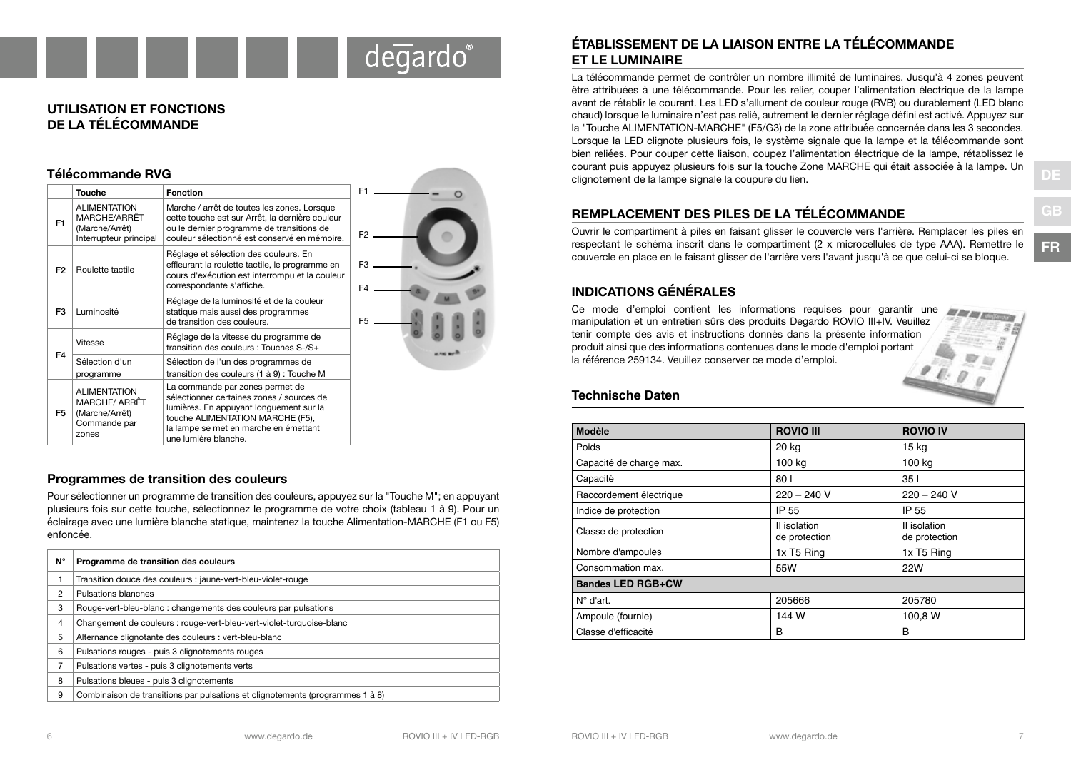## UTILISATION ET FONCTIONS DE LA TÉLÉCOMMANDE

### Télécommande RVG

| | Touche | Fonction |
|---|---|---|
| F1 | ALIMENTATION MARCHE/ARRÊT (Marche/Arrêt) Interrupteur principal | Marche / arrêt de toutes les zones. Lorsque cette touche est sur Arrêt, la dernière couleur ou le dernier programme de transitions de couleur sélectionné est conservé en mémoire. |
| F2 | Roulette tactile | Réglage et sélection des couleurs. En effleurant la roulette tactile, le programme en cours d'exécution est interrompu et la couleur correspondante s'affiche. |
| F3 | Luminosité | Réglage de la luminosité et de la couleur statique mais aussi des programmes de transition des couleurs. |
| F4 | Vitesse | Réglage de la vitesse du programme de transition des couleurs : Touches S-/S+ |
| | Sélection d'un programme | Sélection de l'un des programmes de transition des couleurs (1 à 9) : Touche M |
| F5 | ALIMENTATION MARCHE/ ARRÊT (Marche/Arrêt) Commande par zones | La commande par zones permet de sélectionner certaines zones / sources de lumières. En appuyant longuement sur la touche ALIMENTATION MARCHE (F5), la lampe se met en marche en émettant une lumière blanche. |

F1

F2

F3

F4

F5

### Programmes de transition des couleurs

Pour sélectionner un programme de transition des couleurs, appuyez sur la "Touche M"; en appuyant plusieurs fois sur cette touche, sélectionnez le programme de votre choix (tableau 1 à 9). Pour un éclairage avec une lumière blanche statique, maintenez la touche Alimentation-MARCHE (F1 ou F5) enfoncée.

| N° | Programme de transition des couleurs |
|---|---|
| 1 | Transition douce des couleurs : jaune-vert-bleu-violet-rouge |
| 2 | Pulsations blanches |
| 3 | Rouge-vert-bleu-blanc : changements des couleurs par pulsations |
| 4 | Changement de couleurs : rouge-vert-bleu-vert-violet-turquoise-blanc |
| 5 | Alternance clignotante des couleurs : vert-bleu-blanc |
| 6 | Pulsations rouges - puis 3 clignotements rouges |
| 7 | Pulsations vertes - puis 3 clignotements verts |
| 8 | Pulsations bleues - puis 3 clignotements |
| 9 | Combinaison de transitions par pulsations et clignotements (programmes 1 à 8) |

## ÉTABLISSEMENT DE LA LIAISON ENTRE LA TÉLÉCOMMANDE ET LE LUMINAIRE

La télécommande permet de contrôler un nombre illimité de luminaires. Jusqu'à 4 zones peuvent être attribuées à une télécommande. Pour les relier, couper l'alimentation électrique de la lampe avant de rétablir le courant. Les LED s'allument de couleur rouge (RVB) ou durablement (LED blanc chaud) lorsque le luminaire n'est pas relié, autrement le dernier réglage défini est activé. Appuyez sur la "Touche ALIMENTATION-MARCHE" (F5/G3) de la zone attribuée concernée dans les 3 secondes. Lorsque la LED clignote plusieurs fois, le système signale que la lampe et la télécommande sont bien reliées. Pour couper cette liaison, coupez l'alimentation électrique de la lampe, rétablissez le courant puis appuyez plusieurs fois sur la touche Zone MARCHE qui était associée à la lampe. Un clignotement de la lampe signale la coupure du lien.

## REMPLACEMENT DES PILES DE LA TÉLÉCOMMANDE

Ouvrir le compartiment à piles en faisant glisser le couvercle vers l'arrière. Remplacer les piles en respectant le schéma inscrit dans le compartiment (2 x microcellules de type AAA). Remettre le couvercle en place en le faisant glisser de l'arrière vers l'avant jusqu'à ce que celui-ci se bloque.

## INDICATIONS GÉNÉRALES

Ce mode d'emploi contient les informations requises pour garantir une manipulation et un entretien sûrs des produits Degardo ROVIO III+IV. Veuillez tenir compte des avis et instructions donnés dans la présente information produit ainsi que des informations contenues dans le mode d'emploi portant la référence 259134. Veuillez conserver ce mode d'emploi.

### Technische Daten

| Modèle | ROVIO III | ROVIO IV |
|---|---|---|
| Poids | 20 kg | 15 kg |
| Capacité de charge max. | 100 kg | 100 kg |
| Capacité | 80 l | 35 l |
| Raccordement électrique | 220 – 240 V | 220 – 240 V |
| Indice de protection | IP 55 | IP 55 |
| Classe de protection | II isolation de protection | II isolation de protection |
| Nombre d'ampoules | 1x T5 Ring | 1x T5 Ring |
| Consommation max. | 55W | 22W |
| **Bandes LED RGB+CW** | | |
| N° d'art. | 205666 | 205780 |
| Ampoule (fournie) | 144 W | 100,8 W |
| Classe d'efficacité | B | B |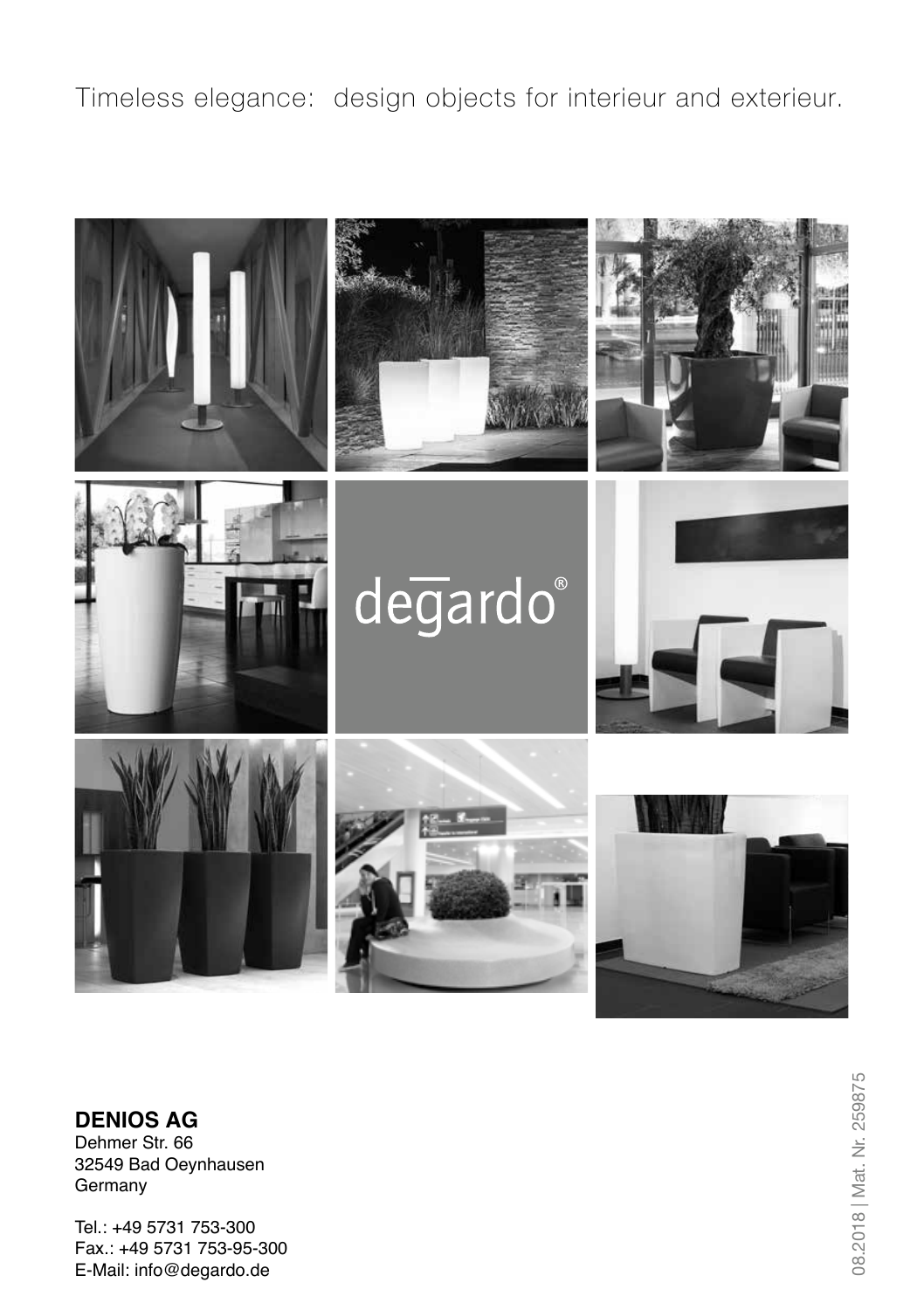Timeless elegance: design objects for interieur and exterieur.

degardo®

**DENIOS AG**
Dehmer Str. 66
32549 Bad Oeynhausen
Germany

Tel.: +49 5731 753-300
Fax.: +49 5731 753-95-300
E-Mail: info@degardo.de

08.2018 | Mat. Nr. 259875